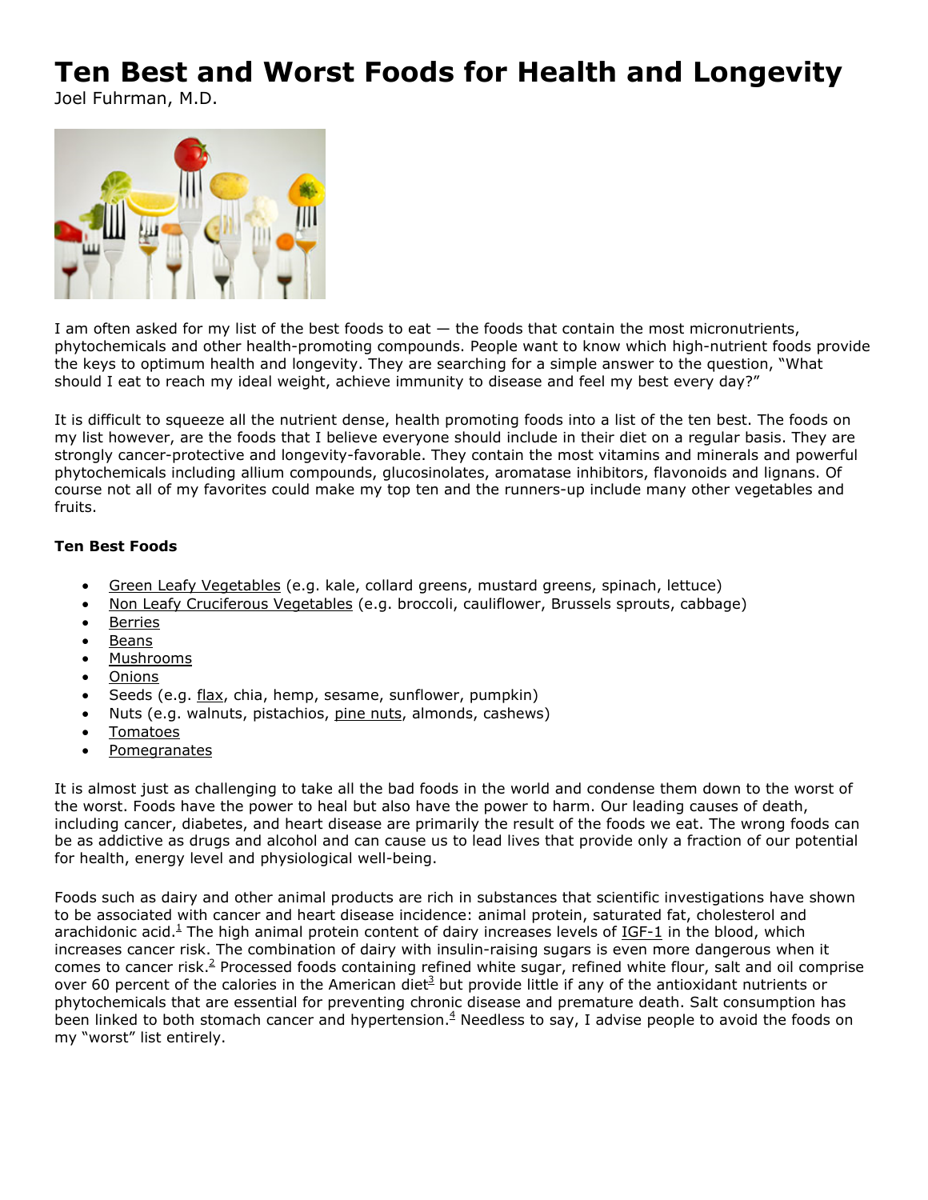# Ten Best and Worst Foods for Health and Longevity

Joel Fuhrman, M.D.

I am often asked for my list of the best foods to eat — the foods that contain the most micronutrients, phytochemicals and other health-promoting compounds. People want to know which high-nutrient foods provide the keys to optimum health and longevity. They are searching for a simple answer to the question, "What should I eat to reach my ideal weight, achieve immunity to disease and feel my best every day?"

It is difficult to squeeze all the nutrient dense, health promoting foods into a list of the ten best. The foods on my list however, are the foods that I believe everyone should include in their diet on a regular basis. They are strongly cancer-protective and longevity-favorable. They contain the most vitamins and minerals and powerful phytochemicals including allium compounds, glucosinolates, aromatase inhibitors, flavonoids and lignans. Of course not all of my favorites could make my top ten and the runners-up include many other vegetables and fruits.

**Ten Best Foods**

- Green Leafy Vegetables (e.g. kale, collard greens, mustard greens, spinach, lettuce)
- Non Leafy Cruciferous Vegetables (e.g. broccoli, cauliflower, Brussels sprouts, cabbage)
- Berries
- Beans
- Mushrooms
- Onions
- Seeds (e.g. flax, chia, hemp, sesame, sunflower, pumpkin)
- Nuts (e.g. walnuts, pistachios, pine nuts, almonds, cashews)
- Tomatoes
- Pomegranates

It is almost just as challenging to take all the bad foods in the world and condense them down to the worst of the worst. Foods have the power to heal but also have the power to harm. Our leading causes of death, including cancer, diabetes, and heart disease are primarily the result of the foods we eat. The wrong foods can be as addictive as drugs and alcohol and can cause us to lead lives that provide only a fraction of our potential for health, energy level and physiological well-being.

Foods such as dairy and other animal products are rich in substances that scientific investigations have shown to be associated with cancer and heart disease incidence: animal protein, saturated fat, cholesterol and arachidonic acid.[1] The high animal protein content of dairy increases levels of IGF-1 in the blood, which increases cancer risk. The combination of dairy with insulin-raising sugars is even more dangerous when it comes to cancer risk.[2] Processed foods containing refined white sugar, refined white flour, salt and oil comprise over 60 percent of the calories in the American diet[3] but provide little if any of the antioxidant nutrients or phytochemicals that are essential for preventing chronic disease and premature death. Salt consumption has been linked to both stomach cancer and hypertension.[4] Needless to say, I advise people to avoid the foods on my "worst" list entirely.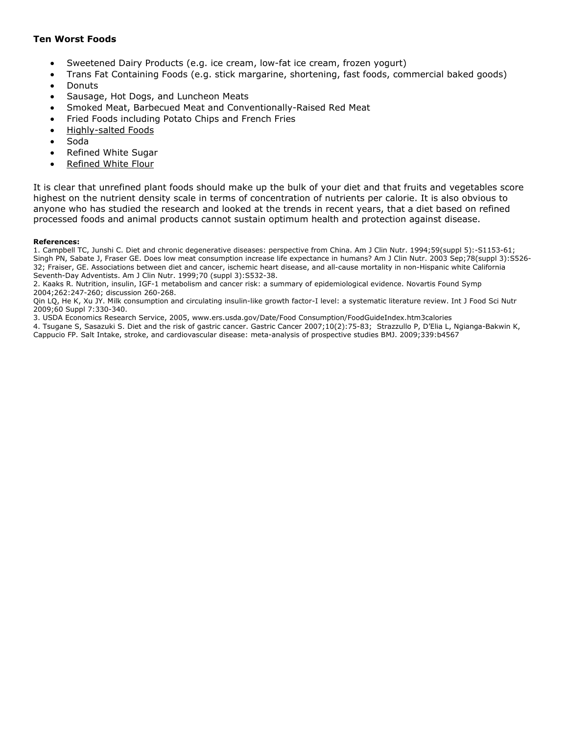**Ten Worst Foods**

- Sweetened Dairy Products (e.g. ice cream, low-fat ice cream, frozen yogurt)
- Trans Fat Containing Foods (e.g. stick margarine, shortening, fast foods, commercial baked goods)
- Donuts
- Sausage, Hot Dogs, and Luncheon Meats
- Smoked Meat, Barbecued Meat and Conventionally-Raised Red Meat
- Fried Foods including Potato Chips and French Fries
- Highly-salted Foods
- Soda
- Refined White Sugar
- Refined White Flour

It is clear that unrefined plant foods should make up the bulk of your diet and that fruits and vegetables score highest on the nutrient density scale in terms of concentration of nutrients per calorie. It is also obvious to anyone who has studied the research and looked at the trends in recent years, that a diet based on refined processed foods and animal products cannot sustain optimum health and protection against disease.

**References:**

1. Campbell TC, Junshi C. Diet and chronic degenerative diseases: perspective from China. Am J Clin Nutr. 1994;59(suppl 5):-S1153-61; Singh PN, Sabate J, Fraser GE. Does low meat consumption increase life expectance in humans? Am J Clin Nutr. 2003 Sep;78(suppl 3):S526-32; Fraiser, GE. Associations between diet and cancer, ischemic heart disease, and all-cause mortality in non-Hispanic white California Seventh-Day Adventists. Am J Clin Nutr. 1999;70 (suppl 3):S532-38.
2. Kaaks R. Nutrition, insulin, IGF-1 metabolism and cancer risk: a summary of epidemiological evidence. Novartis Found Symp 2004;262:247-260; discussion 260-268.
Qin LQ, He K, Xu JY. Milk consumption and circulating insulin-like growth factor-I level: a systematic literature review. Int J Food Sci Nutr 2009;60 Suppl 7:330-340.
3. USDA Economics Research Service, 2005, www.ers.usda.gov/Date/Food Consumption/FoodGuideIndex.htm3calories
4. Tsugane S, Sasazuki S. Diet and the risk of gastric cancer. Gastric Cancer 2007;10(2):75-83; Strazzullo P, D'Elia L, Ngianga-Bakwin K, Cappucio FP. Salt Intake, stroke, and cardiovascular disease: meta-analysis of prospective studies BMJ. 2009;339:b4567